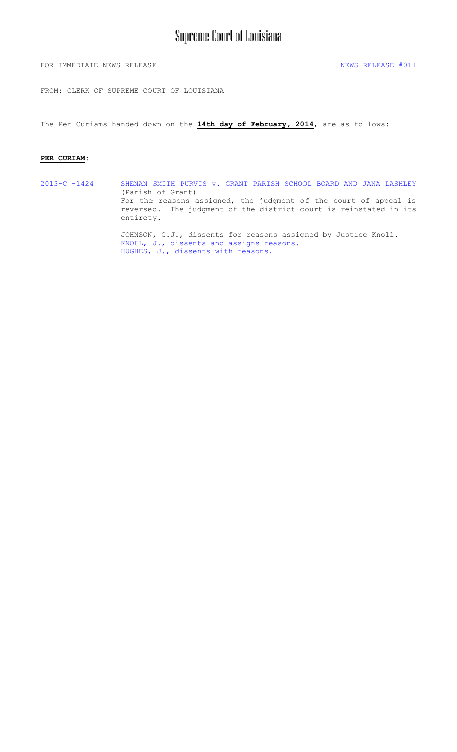# Supreme Court of Louisiana

FOR IMMEDIATE NEWS RELEASE NEWS RELEASE #011

FROM: CLERK OF SUPREME COURT OF LOUISIANA

The Per Curiams handed down on the **14th day of February, 2014**, are as follows:

**PER CURIAM**:

2013-C -1424 SHENAN SMITH PURVIS v. GRANT PARISH SCHOOL BOARD AND JANA LASHLEY (Parish of Grant)

For the reasons assigned, the judgment of the court of appeal is reversed. The judgment of the district court is reinstated in its entirety.

JOHNSON, C.J., dissents for reasons assigned by Justice Knoll.
KNOLL, J., dissents and assigns reasons.
HUGHES, J., dissents with reasons.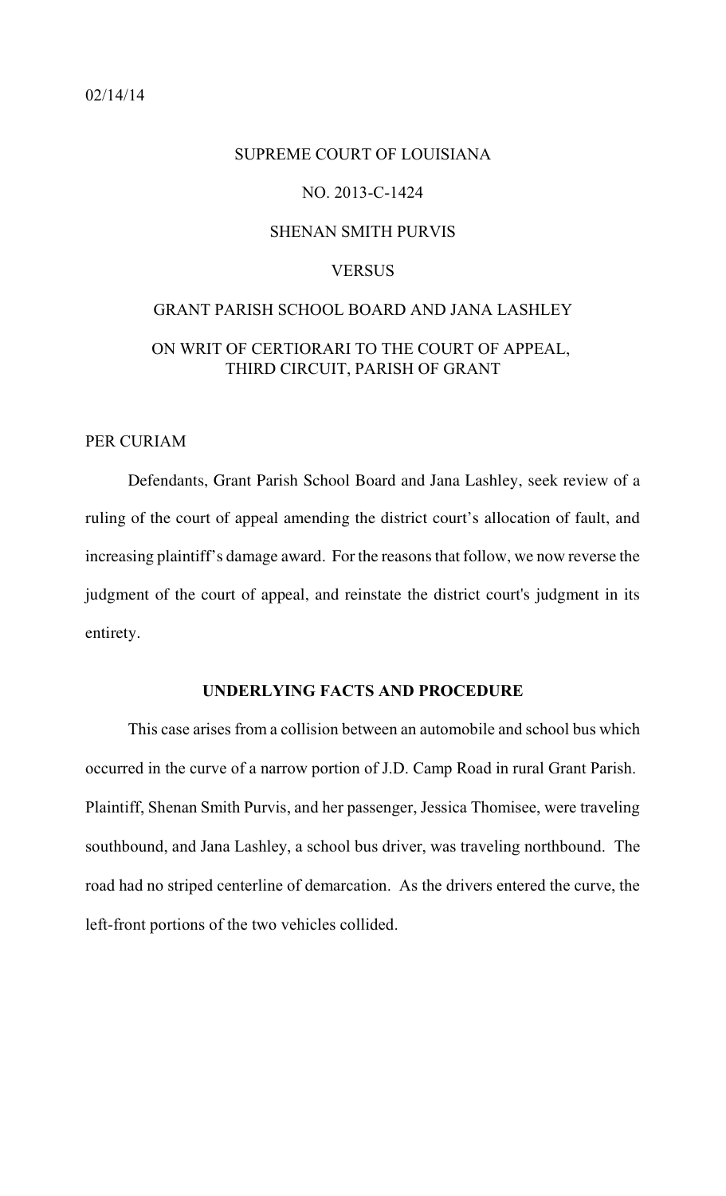02/14/14

SUPREME COURT OF LOUISIANA

NO. 2013-C-1424

SHENAN SMITH PURVIS

VERSUS

GRANT PARISH SCHOOL BOARD AND JANA LASHLEY

ON WRIT OF CERTIORARI TO THE COURT OF APPEAL, THIRD CIRCUIT, PARISH OF GRANT

PER CURIAM

Defendants, Grant Parish School Board and Jana Lashley, seek review of a ruling of the court of appeal amending the district court's allocation of fault, and increasing plaintiff's damage award. For the reasons that follow, we now reverse the judgment of the court of appeal, and reinstate the district court's judgment in its entirety.

**UNDERLYING FACTS AND PROCEDURE**

This case arises from a collision between an automobile and school bus which occurred in the curve of a narrow portion of J.D. Camp Road in rural Grant Parish. Plaintiff, Shenan Smith Purvis, and her passenger, Jessica Thomisee, were traveling southbound, and Jana Lashley, a school bus driver, was traveling northbound. The road had no striped centerline of demarcation. As the drivers entered the curve, the left-front portions of the two vehicles collided.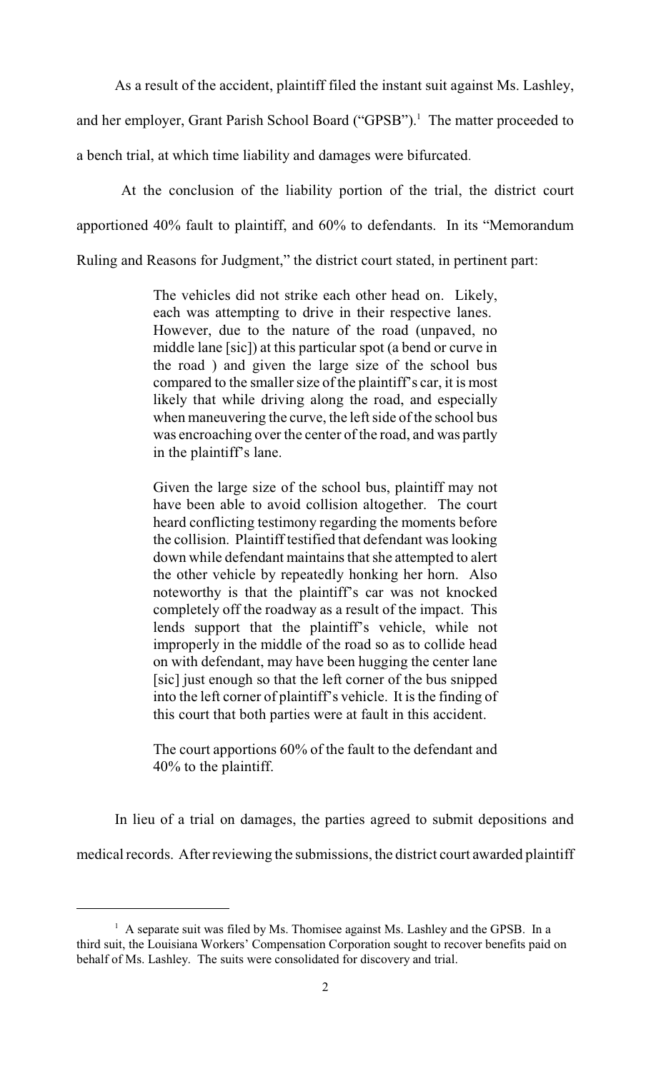As a result of the accident, plaintiff filed the instant suit against Ms. Lashley, and her employer, Grant Parish School Board ("GPSB").[1] The matter proceeded to a bench trial, at which time liability and damages were bifurcated.

At the conclusion of the liability portion of the trial, the district court apportioned 40% fault to plaintiff, and 60% to defendants. In its "Memorandum Ruling and Reasons for Judgment," the district court stated, in pertinent part:

> The vehicles did not strike each other head on. Likely, each was attempting to drive in their respective lanes. However, due to the nature of the road (unpaved, no middle lane [sic]) at this particular spot (a bend or curve in the road ) and given the large size of the school bus compared to the smaller size of the plaintiff's car, it is most likely that while driving along the road, and especially when maneuvering the curve, the left side of the school bus was encroaching over the center of the road, and was partly in the plaintiff's lane.
>
> Given the large size of the school bus, plaintiff may not have been able to avoid collision altogether. The court heard conflicting testimony regarding the moments before the collision. Plaintiff testified that defendant was looking down while defendant maintains that she attempted to alert the other vehicle by repeatedly honking her horn. Also noteworthy is that the plaintiff's car was not knocked completely off the roadway as a result of the impact. This lends support that the plaintiff's vehicle, while not improperly in the middle of the road so as to collide head on with defendant, may have been hugging the center lane [sic] just enough so that the left corner of the bus snipped into the left corner of plaintiff's vehicle. It is the finding of this court that both parties were at fault in this accident.
>
> The court apportions 60% of the fault to the defendant and 40% to the plaintiff.

In lieu of a trial on damages, the parties agreed to submit depositions and medical records. After reviewing the submissions, the district court awarded plaintiff

[1] A separate suit was filed by Ms. Thomisee against Ms. Lashley and the GPSB. In a third suit, the Louisiana Workers' Compensation Corporation sought to recover benefits paid on behalf of Ms. Lashley. The suits were consolidated for discovery and trial.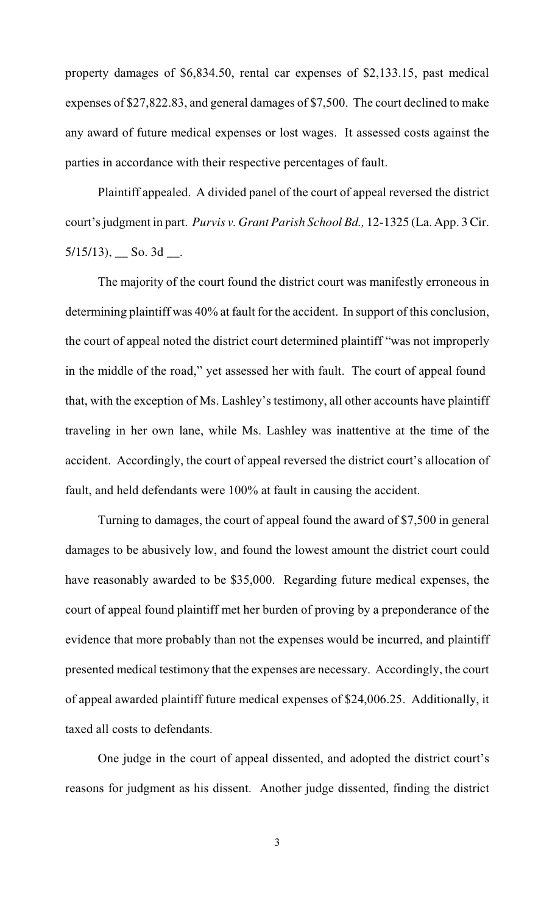property damages of $6,834.50, rental car expenses of $2,133.15, past medical expenses of $27,822.83, and general damages of $7,500. The court declined to make any award of future medical expenses or lost wages. It assessed costs against the parties in accordance with their respective percentages of fault.

Plaintiff appealed. A divided panel of the court of appeal reversed the district court's judgment in part. *Purvis v. Grant Parish School Bd.,* 12-1325 (La. App. 3 Cir. 5/15/13), __ So. 3d __.

The majority of the court found the district court was manifestly erroneous in determining plaintiff was 40% at fault for the accident. In support of this conclusion, the court of appeal noted the district court determined plaintiff "was not improperly in the middle of the road," yet assessed her with fault. The court of appeal found that, with the exception of Ms. Lashley's testimony, all other accounts have plaintiff traveling in her own lane, while Ms. Lashley was inattentive at the time of the accident. Accordingly, the court of appeal reversed the district court's allocation of fault, and held defendants were 100% at fault in causing the accident.

Turning to damages, the court of appeal found the award of $7,500 in general damages to be abusively low, and found the lowest amount the district court could have reasonably awarded to be $35,000. Regarding future medical expenses, the court of appeal found plaintiff met her burden of proving by a preponderance of the evidence that more probably than not the expenses would be incurred, and plaintiff presented medical testimony that the expenses are necessary. Accordingly, the court of appeal awarded plaintiff future medical expenses of $24,006.25. Additionally, it taxed all costs to defendants.

One judge in the court of appeal dissented, and adopted the district court's reasons for judgment as his dissent. Another judge dissented, finding the district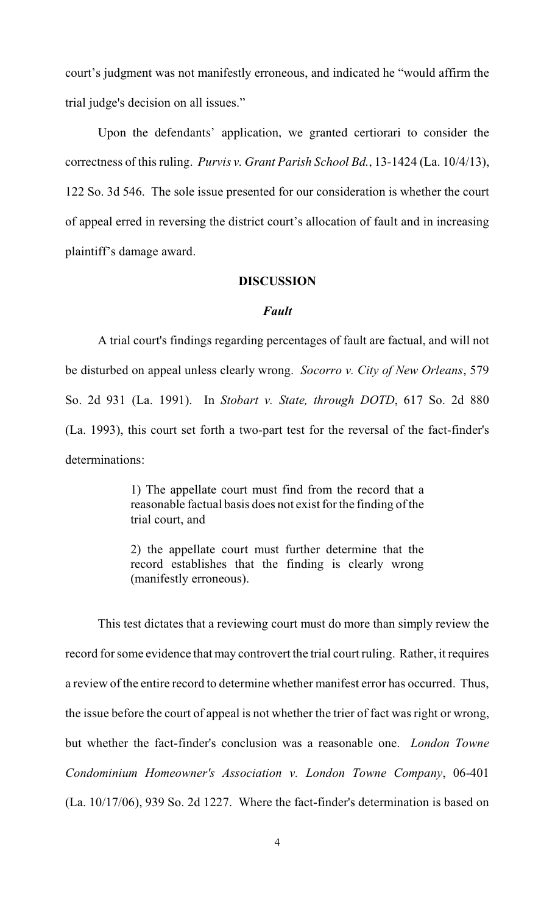court's judgment was not manifestly erroneous, and indicated he "would affirm the trial judge's decision on all issues."

Upon the defendants' application, we granted certiorari to consider the correctness of this ruling. *Purvis v. Grant Parish School Bd.*, 13-1424 (La. 10/4/13), 122 So. 3d 546. The sole issue presented for our consideration is whether the court of appeal erred in reversing the district court's allocation of fault and in increasing plaintiff's damage award.

## DISCUSSION

### *Fault*

A trial court's findings regarding percentages of fault are factual, and will not be disturbed on appeal unless clearly wrong. *Socorro v. City of New Orleans*, 579 So. 2d 931 (La. 1991). In *Stobart v. State, through DOTD*, 617 So. 2d 880 (La. 1993), this court set forth a two-part test for the reversal of the fact-finder's determinations:

> 1) The appellate court must find from the record that a reasonable factual basis does not exist for the finding of the trial court, and
>
> 2) the appellate court must further determine that the record establishes that the finding is clearly wrong (manifestly erroneous).

This test dictates that a reviewing court must do more than simply review the record for some evidence that may controvert the trial court ruling. Rather, it requires a review of the entire record to determine whether manifest error has occurred. Thus, the issue before the court of appeal is not whether the trier of fact was right or wrong, but whether the fact-finder's conclusion was a reasonable one. *London Towne Condominium Homeowner's Association v. London Towne Company*, 06-401 (La. 10/17/06), 939 So. 2d 1227. Where the fact-finder's determination is based on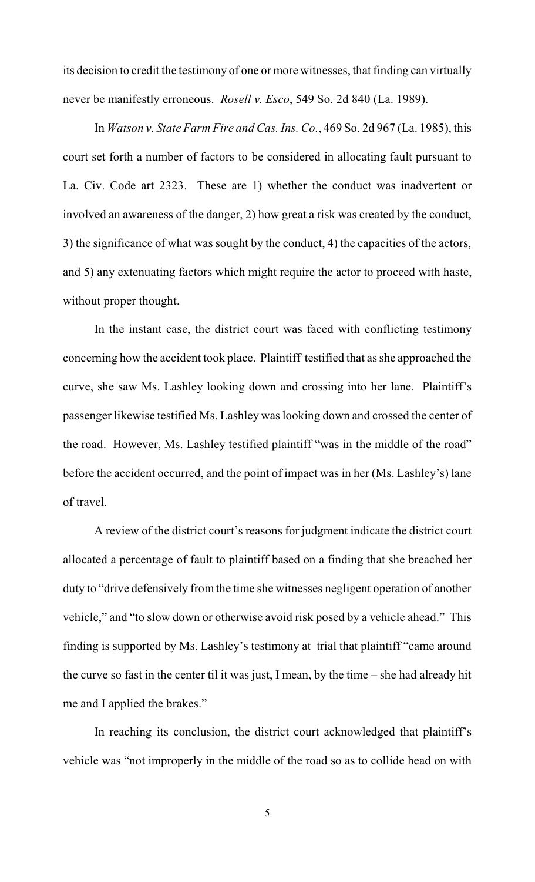its decision to credit the testimony of one or more witnesses, that finding can virtually never be manifestly erroneous. *Rosell v. Esco*, 549 So. 2d 840 (La. 1989).

In *Watson v. State Farm Fire and Cas. Ins. Co.*, 469 So. 2d 967 (La. 1985), this court set forth a number of factors to be considered in allocating fault pursuant to La. Civ. Code art 2323. These are 1) whether the conduct was inadvertent or involved an awareness of the danger, 2) how great a risk was created by the conduct, 3) the significance of what was sought by the conduct, 4) the capacities of the actors, and 5) any extenuating factors which might require the actor to proceed with haste, without proper thought.

In the instant case, the district court was faced with conflicting testimony concerning how the accident took place. Plaintiff testified that as she approached the curve, she saw Ms. Lashley looking down and crossing into her lane. Plaintiff's passenger likewise testified Ms. Lashley was looking down and crossed the center of the road. However, Ms. Lashley testified plaintiff "was in the middle of the road" before the accident occurred, and the point of impact was in her (Ms. Lashley's) lane of travel.

A review of the district court's reasons for judgment indicate the district court allocated a percentage of fault to plaintiff based on a finding that she breached her duty to "drive defensively from the time she witnesses negligent operation of another vehicle," and "to slow down or otherwise avoid risk posed by a vehicle ahead." This finding is supported by Ms. Lashley's testimony at trial that plaintiff "came around the curve so fast in the center til it was just, I mean, by the time – she had already hit me and I applied the brakes."

In reaching its conclusion, the district court acknowledged that plaintiff's vehicle was "not improperly in the middle of the road so as to collide head on with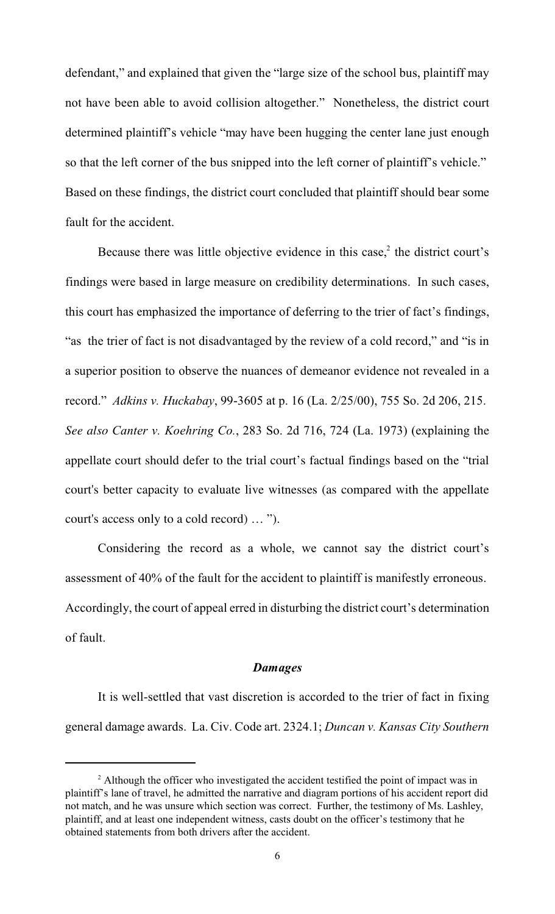defendant," and explained that given the "large size of the school bus, plaintiff may not have been able to avoid collision altogether." Nonetheless, the district court determined plaintiff's vehicle "may have been hugging the center lane just enough so that the left corner of the bus snipped into the left corner of plaintiff's vehicle." Based on these findings, the district court concluded that plaintiff should bear some fault for the accident.

Because there was little objective evidence in this case,[2] the district court's findings were based in large measure on credibility determinations. In such cases, this court has emphasized the importance of deferring to the trier of fact's findings, "as the trier of fact is not disadvantaged by the review of a cold record," and "is in a superior position to observe the nuances of demeanor evidence not revealed in a record." *Adkins v. Huckabay*, 99-3605 at p. 16 (La. 2/25/00), 755 So. 2d 206, 215. *See also Canter v. Koehring Co.*, 283 So. 2d 716, 724 (La. 1973) (explaining the appellate court should defer to the trial court's factual findings based on the "trial court's better capacity to evaluate live witnesses (as compared with the appellate court's access only to a cold record) … ").

Considering the record as a whole, we cannot say the district court's assessment of 40% of the fault for the accident to plaintiff is manifestly erroneous. Accordingly, the court of appeal erred in disturbing the district court's determination of fault.

### *Damages*

It is well-settled that vast discretion is accorded to the trier of fact in fixing general damage awards. La. Civ. Code art. 2324.1; *Duncan v. Kansas City Southern*

---

[2] Although the officer who investigated the accident testified the point of impact was in plaintiff's lane of travel, he admitted the narrative and diagram portions of his accident report did not match, and he was unsure which section was correct. Further, the testimony of Ms. Lashley, plaintiff, and at least one independent witness, casts doubt on the officer's testimony that he obtained statements from both drivers after the accident.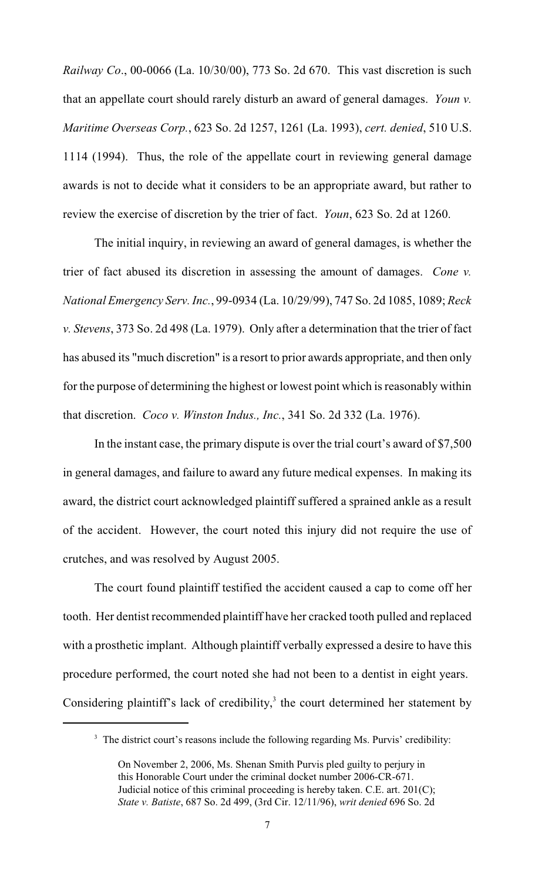*Railway Co.*, 00-0066 (La. 10/30/00), 773 So. 2d 670. This vast discretion is such that an appellate court should rarely disturb an award of general damages. *Youn v. Maritime Overseas Corp.*, 623 So. 2d 1257, 1261 (La. 1993), *cert. denied*, 510 U.S. 1114 (1994). Thus, the role of the appellate court in reviewing general damage awards is not to decide what it considers to be an appropriate award, but rather to review the exercise of discretion by the trier of fact. *Youn*, 623 So. 2d at 1260.

The initial inquiry, in reviewing an award of general damages, is whether the trier of fact abused its discretion in assessing the amount of damages. *Cone v. National Emergency Serv. Inc.*, 99-0934 (La. 10/29/99), 747 So. 2d 1085, 1089; *Reck v. Stevens*, 373 So. 2d 498 (La. 1979). Only after a determination that the trier of fact has abused its "much discretion" is a resort to prior awards appropriate, and then only for the purpose of determining the highest or lowest point which is reasonably within that discretion. *Coco v. Winston Indus., Inc.*, 341 So. 2d 332 (La. 1976).

In the instant case, the primary dispute is over the trial court's award of $7,500 in general damages, and failure to award any future medical expenses. In making its award, the district court acknowledged plaintiff suffered a sprained ankle as a result of the accident. However, the court noted this injury did not require the use of crutches, and was resolved by August 2005.

The court found plaintiff testified the accident caused a cap to come off her tooth. Her dentist recommended plaintiff have her cracked tooth pulled and replaced with a prosthetic implant. Although plaintiff verbally expressed a desire to have this procedure performed, the court noted she had not been to a dentist in eight years. Considering plaintiff's lack of credibility,[3] the court determined her statement by

---

[3] The district court's reasons include the following regarding Ms. Purvis' credibility:

> On November 2, 2006, Ms. Shenan Smith Purvis pled guilty to perjury in this Honorable Court under the criminal docket number 2006-CR-671. Judicial notice of this criminal proceeding is hereby taken. C.E. art. 201(C); *State v. Batiste*, 687 So. 2d 499, (3rd Cir. 12/11/96), *writ denied* 696 So. 2d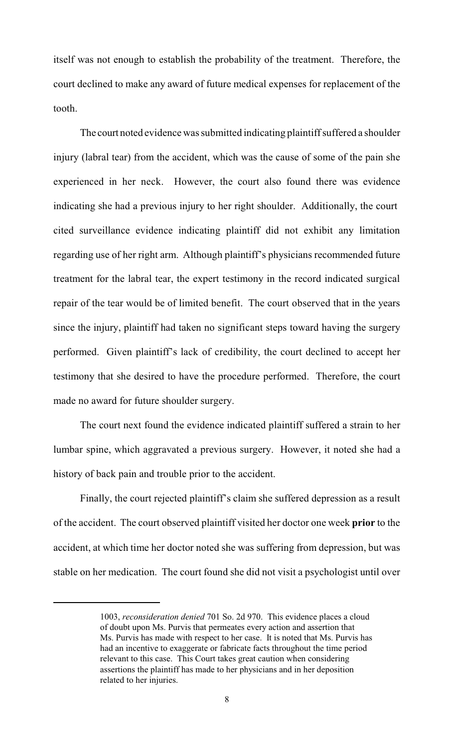itself was not enough to establish the probability of the treatment. Therefore, the court declined to make any award of future medical expenses for replacement of the tooth.

The court noted evidence was submitted indicating plaintiff suffered a shoulder injury (labral tear) from the accident, which was the cause of some of the pain she experienced in her neck. However, the court also found there was evidence indicating she had a previous injury to her right shoulder. Additionally, the court cited surveillance evidence indicating plaintiff did not exhibit any limitation regarding use of her right arm. Although plaintiff's physicians recommended future treatment for the labral tear, the expert testimony in the record indicated surgical repair of the tear would be of limited benefit. The court observed that in the years since the injury, plaintiff had taken no significant steps toward having the surgery performed. Given plaintiff's lack of credibility, the court declined to accept her testimony that she desired to have the procedure performed. Therefore, the court made no award for future shoulder surgery.

The court next found the evidence indicated plaintiff suffered a strain to her lumbar spine, which aggravated a previous surgery. However, it noted she had a history of back pain and trouble prior to the accident.

Finally, the court rejected plaintiff's claim she suffered depression as a result of the accident. The court observed plaintiff visited her doctor one week **prior** to the accident, at which time her doctor noted she was suffering from depression, but was stable on her medication. The court found she did not visit a psychologist until over

---

1003, *reconsideration denied* 701 So. 2d 970. This evidence places a cloud of doubt upon Ms. Purvis that permeates every action and assertion that Ms. Purvis has made with respect to her case. It is noted that Ms. Purvis has had an incentive to exaggerate or fabricate facts throughout the time period relevant to this case. This Court takes great caution when considering assertions the plaintiff has made to her physicians and in her deposition related to her injuries.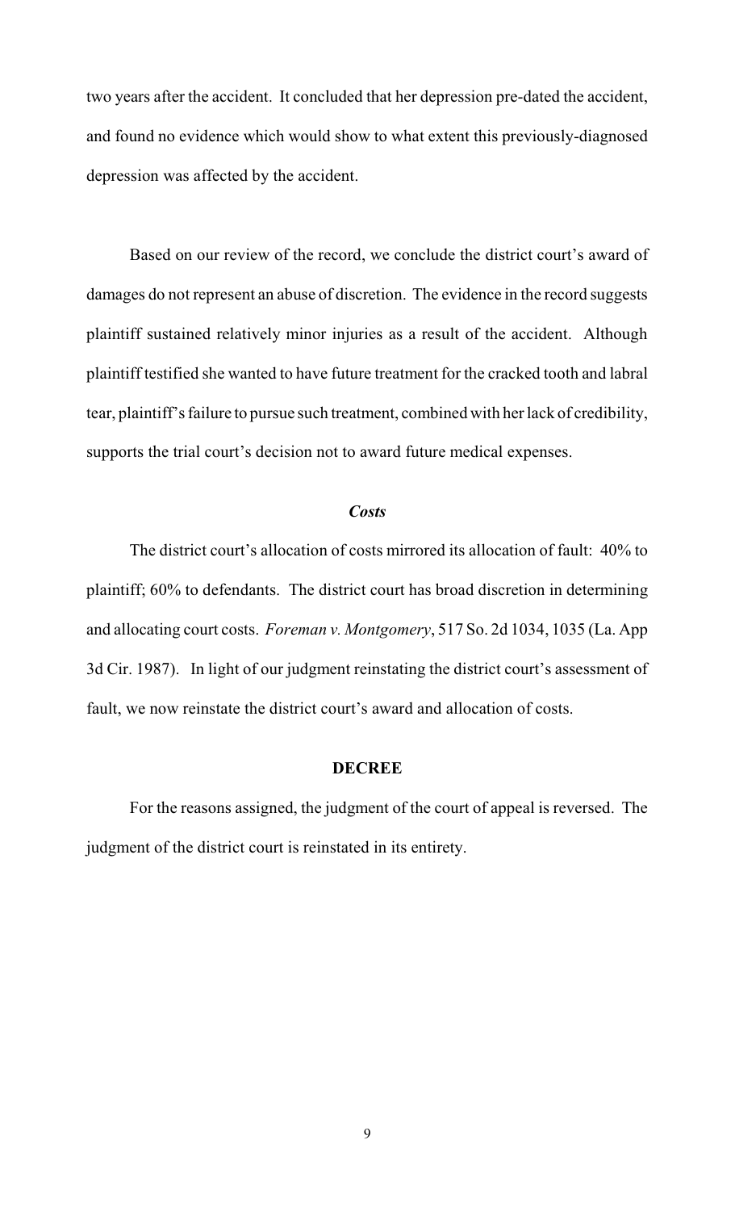two years after the accident. It concluded that her depression pre-dated the accident, and found no evidence which would show to what extent this previously-diagnosed depression was affected by the accident.

Based on our review of the record, we conclude the district court's award of damages do not represent an abuse of discretion. The evidence in the record suggests plaintiff sustained relatively minor injuries as a result of the accident. Although plaintiff testified she wanted to have future treatment for the cracked tooth and labral tear, plaintiff's failure to pursue such treatment, combined with her lack of credibility, supports the trial court's decision not to award future medical expenses.

### *Costs*

The district court's allocation of costs mirrored its allocation of fault: 40% to plaintiff; 60% to defendants. The district court has broad discretion in determining and allocating court costs. *Foreman v. Montgomery*, 517 So. 2d 1034, 1035 (La. App 3d Cir. 1987). In light of our judgment reinstating the district court's assessment of fault, we now reinstate the district court's award and allocation of costs.

## DECREE

For the reasons assigned, the judgment of the court of appeal is reversed. The judgment of the district court is reinstated in its entirety.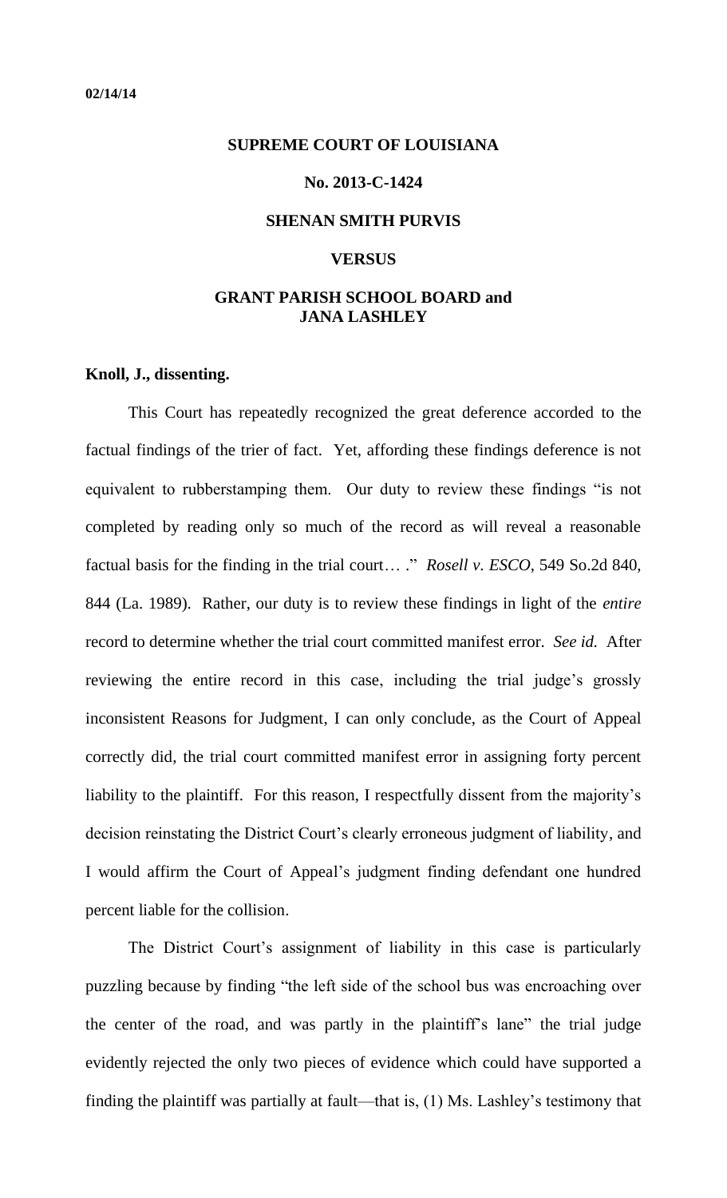**02/14/14**

**SUPREME COURT OF LOUISIANA**

**No. 2013-C-1424**

**SHENAN SMITH PURVIS**

**VERSUS**

**GRANT PARISH SCHOOL BOARD and JANA LASHLEY**

**Knoll, J., dissenting.**

This Court has repeatedly recognized the great deference accorded to the factual findings of the trier of fact. Yet, affording these findings deference is not equivalent to rubberstamping them. Our duty to review these findings "is not completed by reading only so much of the record as will reveal a reasonable factual basis for the finding in the trial court… ." *Rosell v. ESCO*, 549 So.2d 840, 844 (La. 1989). Rather, our duty is to review these findings in light of the *entire* record to determine whether the trial court committed manifest error. *See id.* After reviewing the entire record in this case, including the trial judge's grossly inconsistent Reasons for Judgment, I can only conclude, as the Court of Appeal correctly did, the trial court committed manifest error in assigning forty percent liability to the plaintiff. For this reason, I respectfully dissent from the majority's decision reinstating the District Court's clearly erroneous judgment of liability, and I would affirm the Court of Appeal's judgment finding defendant one hundred percent liable for the collision.

The District Court's assignment of liability in this case is particularly puzzling because by finding "the left side of the school bus was encroaching over the center of the road, and was partly in the plaintiff's lane" the trial judge evidently rejected the only two pieces of evidence which could have supported a finding the plaintiff was partially at fault—that is, (1) Ms. Lashley's testimony that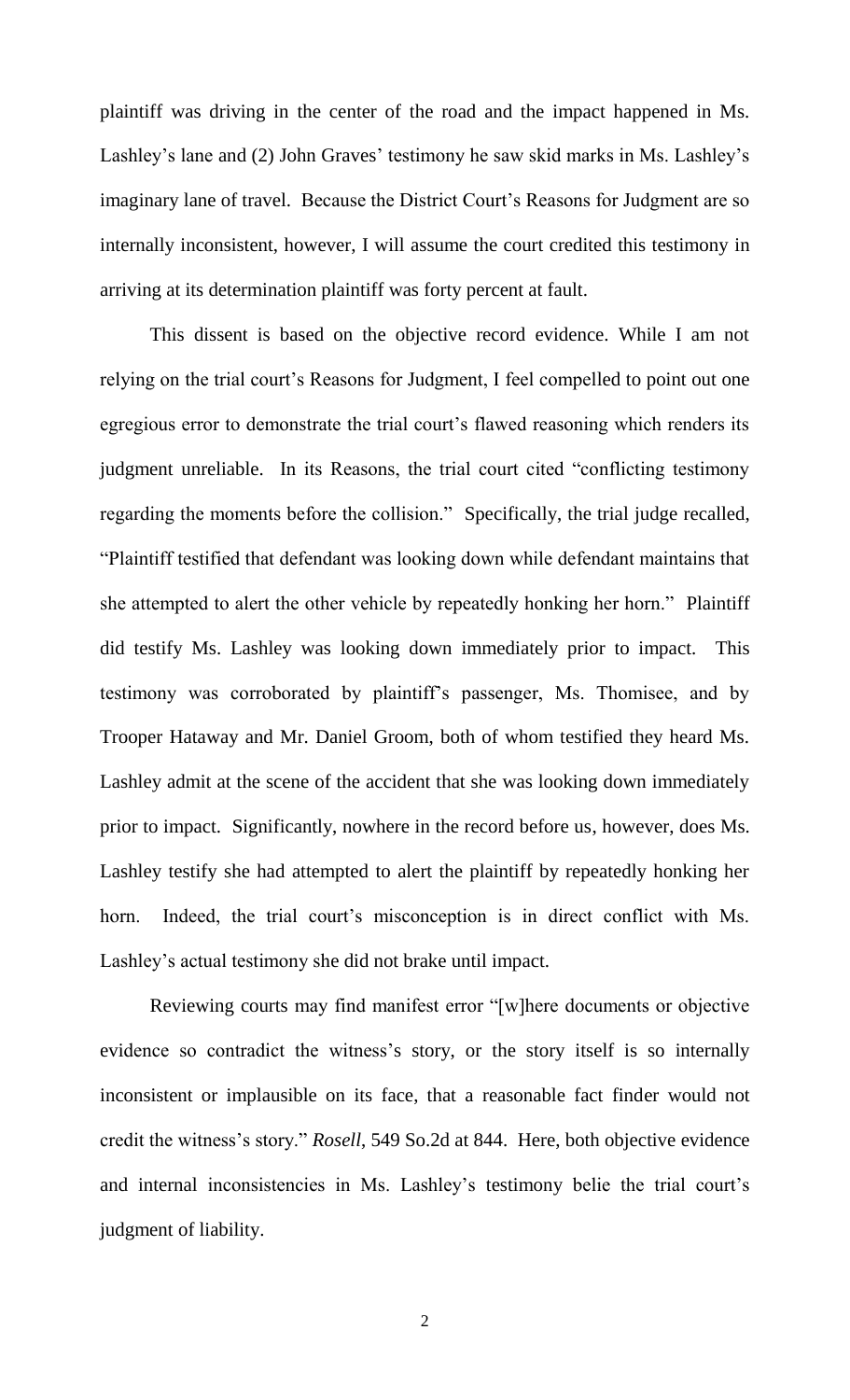plaintiff was driving in the center of the road and the impact happened in Ms. Lashley's lane and (2) John Graves' testimony he saw skid marks in Ms. Lashley's imaginary lane of travel. Because the District Court's Reasons for Judgment are so internally inconsistent, however, I will assume the court credited this testimony in arriving at its determination plaintiff was forty percent at fault.

This dissent is based on the objective record evidence. While I am not relying on the trial court's Reasons for Judgment, I feel compelled to point out one egregious error to demonstrate the trial court's flawed reasoning which renders its judgment unreliable. In its Reasons, the trial court cited "conflicting testimony regarding the moments before the collision." Specifically, the trial judge recalled, "Plaintiff testified that defendant was looking down while defendant maintains that she attempted to alert the other vehicle by repeatedly honking her horn." Plaintiff did testify Ms. Lashley was looking down immediately prior to impact. This testimony was corroborated by plaintiff's passenger, Ms. Thomisee, and by Trooper Hataway and Mr. Daniel Groom, both of whom testified they heard Ms. Lashley admit at the scene of the accident that she was looking down immediately prior to impact. Significantly, nowhere in the record before us, however, does Ms. Lashley testify she had attempted to alert the plaintiff by repeatedly honking her horn. Indeed, the trial court's misconception is in direct conflict with Ms. Lashley's actual testimony she did not brake until impact.

Reviewing courts may find manifest error "[w]here documents or objective evidence so contradict the witness's story, or the story itself is so internally inconsistent or implausible on its face, that a reasonable fact finder would not credit the witness's story." *Rosell*, 549 So.2d at 844. Here, both objective evidence and internal inconsistencies in Ms. Lashley's testimony belie the trial court's judgment of liability.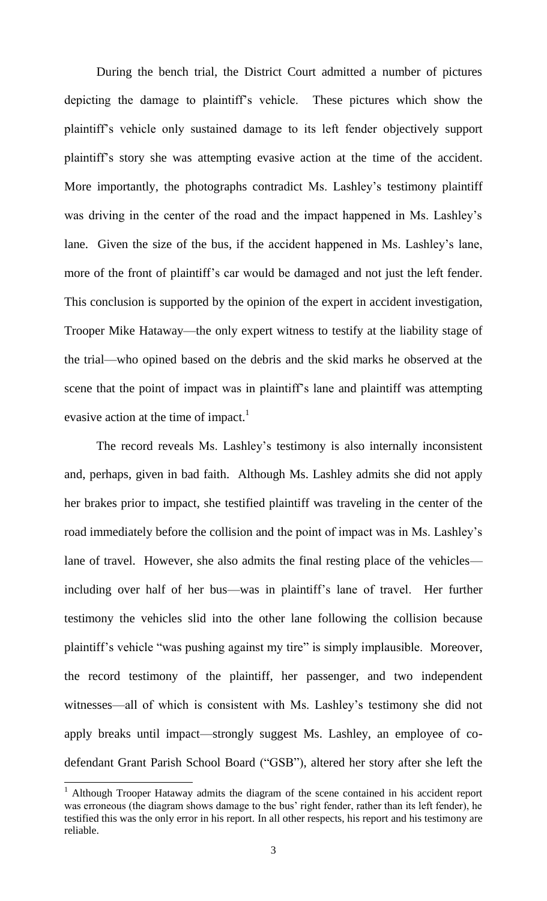During the bench trial, the District Court admitted a number of pictures depicting the damage to plaintiff's vehicle. These pictures which show the plaintiff's vehicle only sustained damage to its left fender objectively support plaintiff's story she was attempting evasive action at the time of the accident. More importantly, the photographs contradict Ms. Lashley's testimony plaintiff was driving in the center of the road and the impact happened in Ms. Lashley's lane. Given the size of the bus, if the accident happened in Ms. Lashley's lane, more of the front of plaintiff's car would be damaged and not just the left fender. This conclusion is supported by the opinion of the expert in accident investigation, Trooper Mike Hataway—the only expert witness to testify at the liability stage of the trial—who opined based on the debris and the skid marks he observed at the scene that the point of impact was in plaintiff's lane and plaintiff was attempting evasive action at the time of impact.[1]

The record reveals Ms. Lashley's testimony is also internally inconsistent and, perhaps, given in bad faith. Although Ms. Lashley admits she did not apply her brakes prior to impact, she testified plaintiff was traveling in the center of the road immediately before the collision and the point of impact was in Ms. Lashley's lane of travel. However, she also admits the final resting place of the vehicles—including over half of her bus—was in plaintiff's lane of travel. Her further testimony the vehicles slid into the other lane following the collision because plaintiff's vehicle "was pushing against my tire" is simply implausible. Moreover, the record testimony of the plaintiff, her passenger, and two independent witnesses—all of which is consistent with Ms. Lashley's testimony she did not apply breaks until impact—strongly suggest Ms. Lashley, an employee of co-defendant Grant Parish School Board ("GSB"), altered her story after she left the

[1] Although Trooper Hataway admits the diagram of the scene contained in his accident report was erroneous (the diagram shows damage to the bus' right fender, rather than its left fender), he testified this was the only error in his report. In all other respects, his report and his testimony are reliable.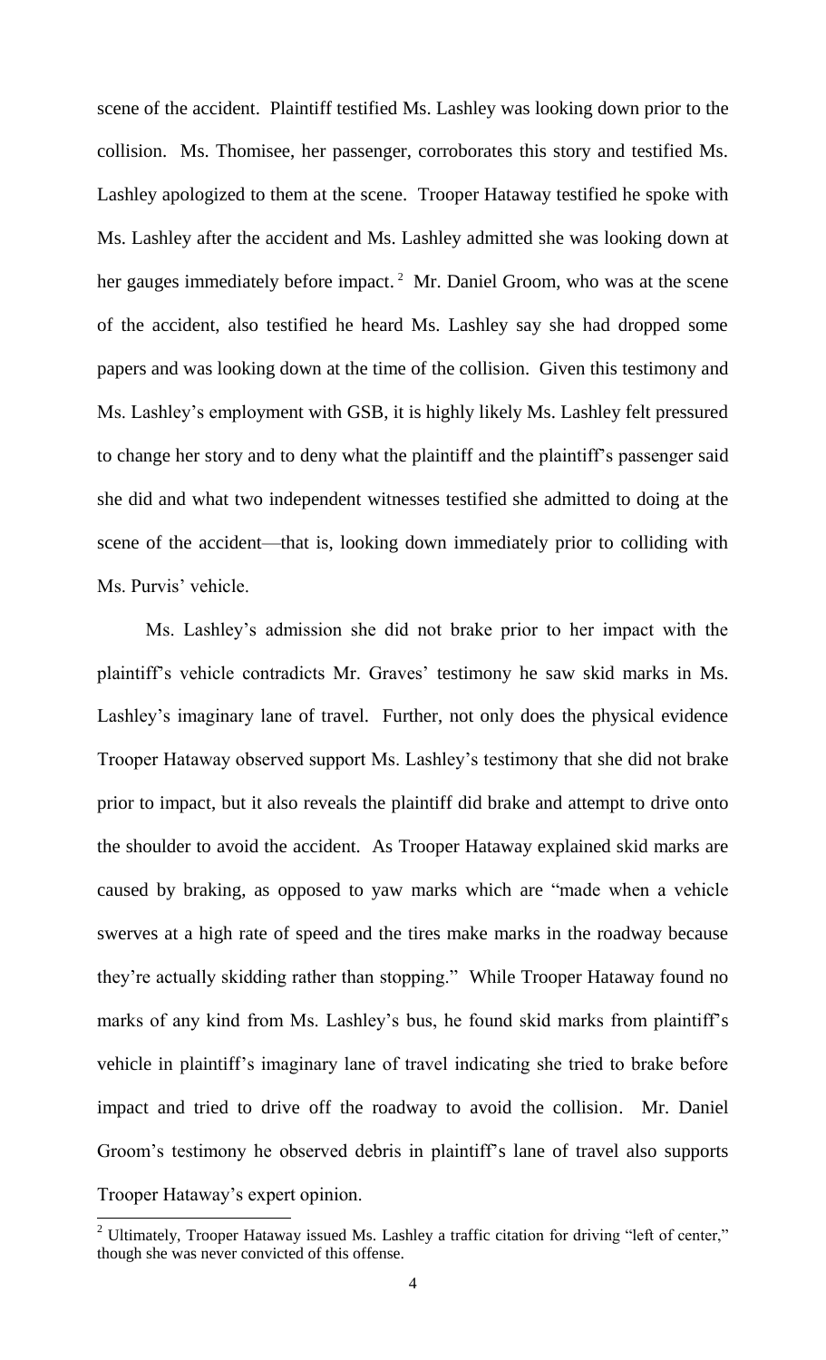scene of the accident. Plaintiff testified Ms. Lashley was looking down prior to the collision. Ms. Thomisee, her passenger, corroborates this story and testified Ms. Lashley apologized to them at the scene. Trooper Hataway testified he spoke with Ms. Lashley after the accident and Ms. Lashley admitted she was looking down at her gauges immediately before impact.[2] Mr. Daniel Groom, who was at the scene of the accident, also testified he heard Ms. Lashley say she had dropped some papers and was looking down at the time of the collision. Given this testimony and Ms. Lashley's employment with GSB, it is highly likely Ms. Lashley felt pressured to change her story and to deny what the plaintiff and the plaintiff's passenger said she did and what two independent witnesses testified she admitted to doing at the scene of the accident—that is, looking down immediately prior to colliding with Ms. Purvis' vehicle.

Ms. Lashley's admission she did not brake prior to her impact with the plaintiff's vehicle contradicts Mr. Graves' testimony he saw skid marks in Ms. Lashley's imaginary lane of travel. Further, not only does the physical evidence Trooper Hataway observed support Ms. Lashley's testimony that she did not brake prior to impact, but it also reveals the plaintiff did brake and attempt to drive onto the shoulder to avoid the accident. As Trooper Hataway explained skid marks are caused by braking, as opposed to yaw marks which are "made when a vehicle swerves at a high rate of speed and the tires make marks in the roadway because they're actually skidding rather than stopping." While Trooper Hataway found no marks of any kind from Ms. Lashley's bus, he found skid marks from plaintiff's vehicle in plaintiff's imaginary lane of travel indicating she tried to brake before impact and tried to drive off the roadway to avoid the collision. Mr. Daniel Groom's testimony he observed debris in plaintiff's lane of travel also supports Trooper Hataway's expert opinion.

---

[2] Ultimately, Trooper Hataway issued Ms. Lashley a traffic citation for driving "left of center," though she was never convicted of this offense.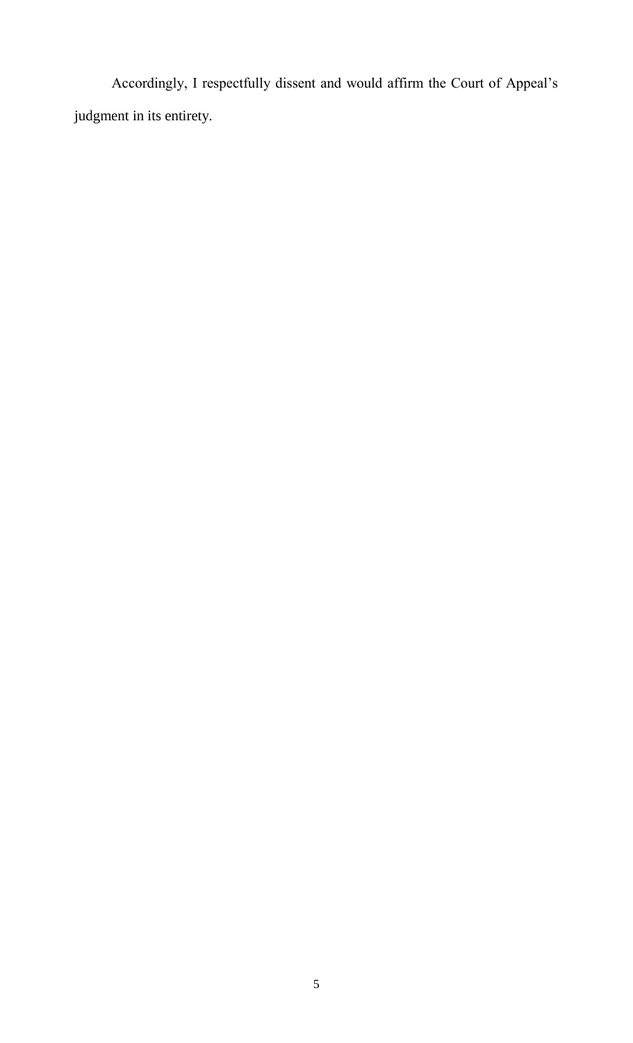Accordingly, I respectfully dissent and would affirm the Court of Appeal's judgment in its entirety.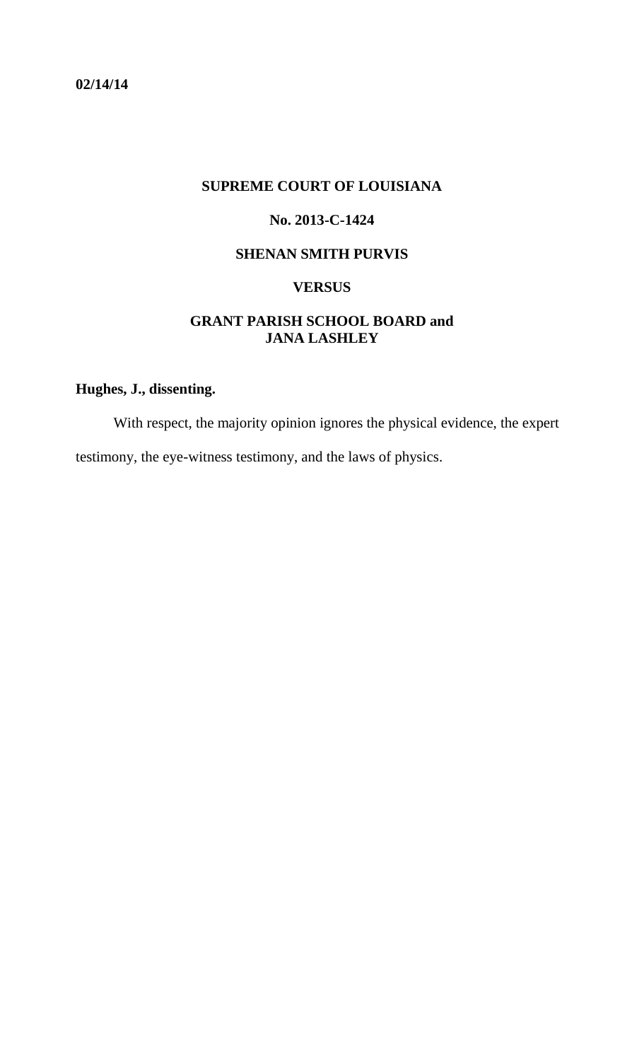**02/14/14**

**SUPREME COURT OF LOUISIANA**

**No. 2013-C-1424**

**SHENAN SMITH PURVIS**

**VERSUS**

**GRANT PARISH SCHOOL BOARD and JANA LASHLEY**

**Hughes, J., dissenting.**

With respect, the majority opinion ignores the physical evidence, the expert testimony, the eye-witness testimony, and the laws of physics.